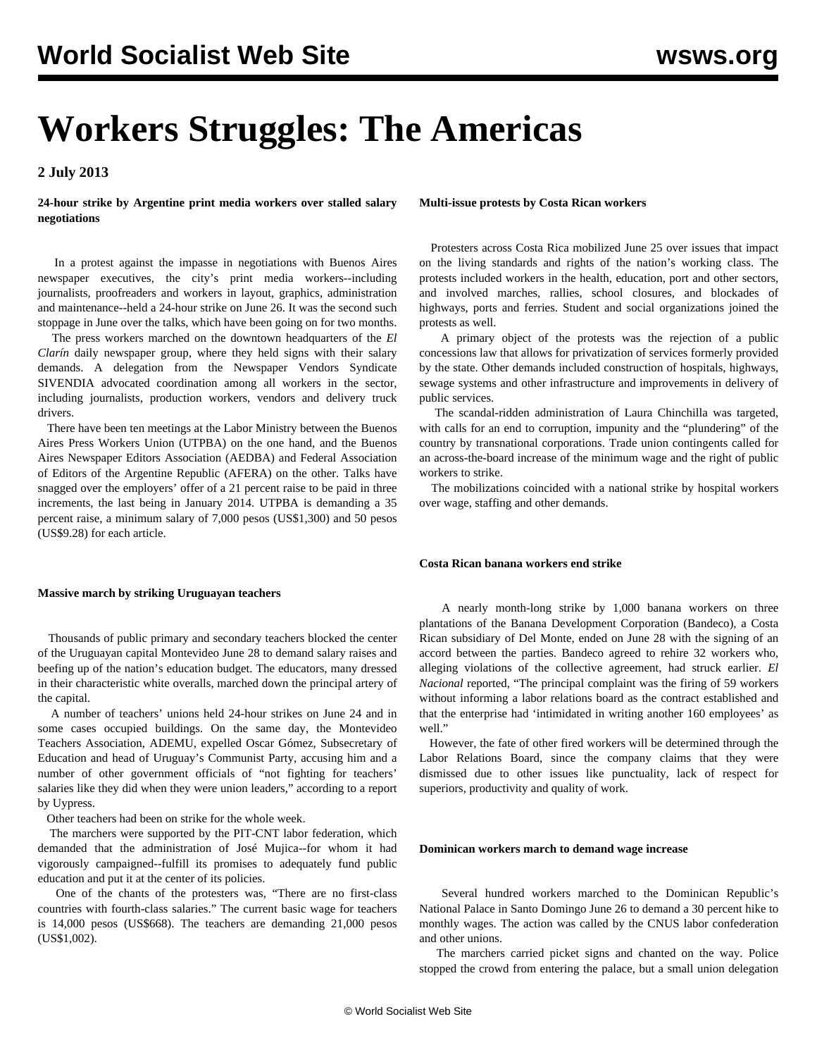# Workers Struggles: The Americas

**2 July 2013**

**24-hour strike by Argentine print media workers over stalled salary negotiations**

In a protest against the impasse in negotiations with Buenos Aires newspaper executives, the city's print media workers--including journalists, proofreaders and workers in layout, graphics, administration and maintenance--held a 24-hour strike on June 26. It was the second such stoppage in June over the talks, which have been going on for two months.

The press workers marched on the downtown headquarters of the *El Clarín* daily newspaper group, where they held signs with their salary demands. A delegation from the Newspaper Vendors Syndicate SIVENDIA advocated coordination among all workers in the sector, including journalists, production workers, vendors and delivery truck drivers.

There have been ten meetings at the Labor Ministry between the Buenos Aires Press Workers Union (UTPBA) on the one hand, and the Buenos Aires Newspaper Editors Association (AEDBA) and Federal Association of Editors of the Argentine Republic (AFERA) on the other. Talks have snagged over the employers' offer of a 21 percent raise to be paid in three increments, the last being in January 2014. UTPBA is demanding a 35 percent raise, a minimum salary of 7,000 pesos (US$1,300) and 50 pesos (US$9.28) for each article.

**Massive march by striking Uruguayan teachers**

Thousands of public primary and secondary teachers blocked the center of the Uruguayan capital Montevideo June 28 to demand salary raises and beefing up of the nation's education budget. The educators, many dressed in their characteristic white overalls, marched down the principal artery of the capital.

A number of teachers' unions held 24-hour strikes on June 24 and in some cases occupied buildings. On the same day, the Montevideo Teachers Association, ADEMU, expelled Oscar Gómez, Subsecretary of Education and head of Uruguay's Communist Party, accusing him and a number of other government officials of "not fighting for teachers' salaries like they did when they were union leaders," according to a report by Uypress.

Other teachers had been on strike for the whole week.

The marchers were supported by the PIT-CNT labor federation, which demanded that the administration of José Mujica--for whom it had vigorously campaigned--fulfill its promises to adequately fund public education and put it at the center of its policies.

One of the chants of the protesters was, "There are no first-class countries with fourth-class salaries." The current basic wage for teachers is 14,000 pesos (US$668). The teachers are demanding 21,000 pesos (US$1,002).

**Multi-issue protests by Costa Rican workers**

Protesters across Costa Rica mobilized June 25 over issues that impact on the living standards and rights of the nation's working class. The protests included workers in the health, education, port and other sectors, and involved marches, rallies, school closures, and blockades of highways, ports and ferries. Student and social organizations joined the protests as well.

A primary object of the protests was the rejection of a public concessions law that allows for privatization of services formerly provided by the state. Other demands included construction of hospitals, highways, sewage systems and other infrastructure and improvements in delivery of public services.

The scandal-ridden administration of Laura Chinchilla was targeted, with calls for an end to corruption, impunity and the "plundering" of the country by transnational corporations. Trade union contingents called for an across-the-board increase of the minimum wage and the right of public workers to strike.

The mobilizations coincided with a national strike by hospital workers over wage, staffing and other demands.

**Costa Rican banana workers end strike**

A nearly month-long strike by 1,000 banana workers on three plantations of the Banana Development Corporation (Bandeco), a Costa Rican subsidiary of Del Monte, ended on June 28 with the signing of an accord between the parties. Bandeco agreed to rehire 32 workers who, alleging violations of the collective agreement, had struck earlier. *El Nacional* reported, "The principal complaint was the firing of 59 workers without informing a labor relations board as the contract established and that the enterprise had 'intimidated in writing another 160 employees' as well."

However, the fate of other fired workers will be determined through the Labor Relations Board, since the company claims that they were dismissed due to other issues like punctuality, lack of respect for superiors, productivity and quality of work.

**Dominican workers march to demand wage increase**

Several hundred workers marched to the Dominican Republic's National Palace in Santo Domingo June 26 to demand a 30 percent hike to monthly wages. The action was called by the CNUS labor confederation and other unions.

The marchers carried picket signs and chanted on the way. Police stopped the crowd from entering the palace, but a small union delegation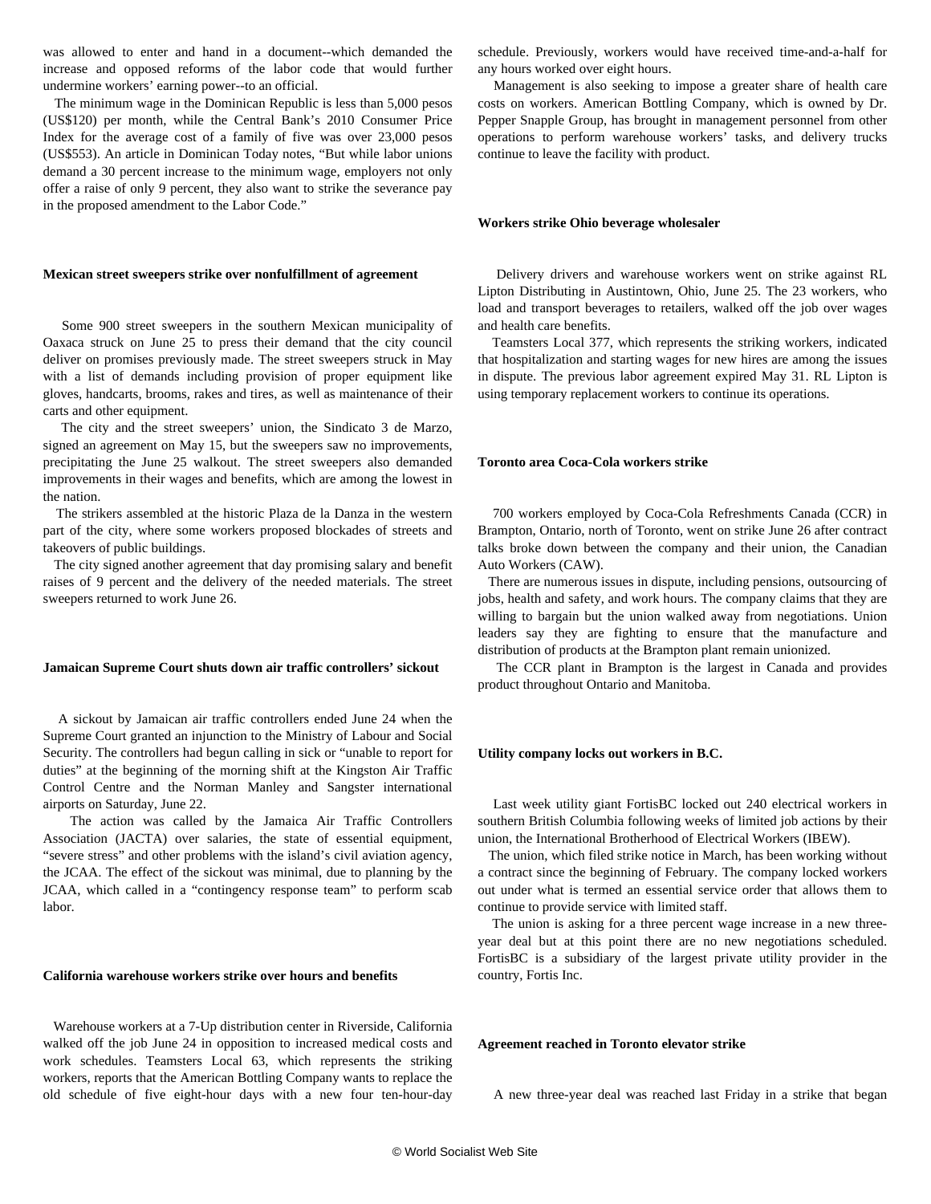was allowed to enter and hand in a document--which demanded the increase and opposed reforms of the labor code that would further undermine workers' earning power--to an official.

The minimum wage in the Dominican Republic is less than 5,000 pesos (US$120) per month, while the Central Bank's 2010 Consumer Price Index for the average cost of a family of five was over 23,000 pesos (US$553). An article in Dominican Today notes, "But while labor unions demand a 30 percent increase to the minimum wage, employers not only offer a raise of only 9 percent, they also want to strike the severance pay in the proposed amendment to the Labor Code."

**Mexican street sweepers strike over nonfulfillment of agreement**

Some 900 street sweepers in the southern Mexican municipality of Oaxaca struck on June 25 to press their demand that the city council deliver on promises previously made. The street sweepers struck in May with a list of demands including provision of proper equipment like gloves, handcarts, brooms, rakes and tires, as well as maintenance of their carts and other equipment.

The city and the street sweepers' union, the Sindicato 3 de Marzo, signed an agreement on May 15, but the sweepers saw no improvements, precipitating the June 25 walkout. The street sweepers also demanded improvements in their wages and benefits, which are among the lowest in the nation.

The strikers assembled at the historic Plaza de la Danza in the western part of the city, where some workers proposed blockades of streets and takeovers of public buildings.

The city signed another agreement that day promising salary and benefit raises of 9 percent and the delivery of the needed materials. The street sweepers returned to work June 26.

**Jamaican Supreme Court shuts down air traffic controllers' sickout**

A sickout by Jamaican air traffic controllers ended June 24 when the Supreme Court granted an injunction to the Ministry of Labour and Social Security. The controllers had begun calling in sick or "unable to report for duties" at the beginning of the morning shift at the Kingston Air Traffic Control Centre and the Norman Manley and Sangster international airports on Saturday, June 22.

The action was called by the Jamaica Air Traffic Controllers Association (JACTA) over salaries, the state of essential equipment, "severe stress" and other problems with the island's civil aviation agency, the JCAA. The effect of the sickout was minimal, due to planning by the JCAA, which called in a "contingency response team" to perform scab labor.

**California warehouse workers strike over hours and benefits**

Warehouse workers at a 7-Up distribution center in Riverside, California walked off the job June 24 in opposition to increased medical costs and work schedules. Teamsters Local 63, which represents the striking workers, reports that the American Bottling Company wants to replace the old schedule of five eight-hour days with a new four ten-hour-day schedule. Previously, workers would have received time-and-a-half for any hours worked over eight hours.

Management is also seeking to impose a greater share of health care costs on workers. American Bottling Company, which is owned by Dr. Pepper Snapple Group, has brought in management personnel from other operations to perform warehouse workers' tasks, and delivery trucks continue to leave the facility with product.

**Workers strike Ohio beverage wholesaler**

Delivery drivers and warehouse workers went on strike against RL Lipton Distributing in Austintown, Ohio, June 25. The 23 workers, who load and transport beverages to retailers, walked off the job over wages and health care benefits.

Teamsters Local 377, which represents the striking workers, indicated that hospitalization and starting wages for new hires are among the issues in dispute. The previous labor agreement expired May 31. RL Lipton is using temporary replacement workers to continue its operations.

**Toronto area Coca-Cola workers strike**

700 workers employed by Coca-Cola Refreshments Canada (CCR) in Brampton, Ontario, north of Toronto, went on strike June 26 after contract talks broke down between the company and their union, the Canadian Auto Workers (CAW).

There are numerous issues in dispute, including pensions, outsourcing of jobs, health and safety, and work hours. The company claims that they are willing to bargain but the union walked away from negotiations. Union leaders say they are fighting to ensure that the manufacture and distribution of products at the Brampton plant remain unionized.

The CCR plant in Brampton is the largest in Canada and provides product throughout Ontario and Manitoba.

**Utility company locks out workers in B.C.**

Last week utility giant FortisBC locked out 240 electrical workers in southern British Columbia following weeks of limited job actions by their union, the International Brotherhood of Electrical Workers (IBEW).

The union, which filed strike notice in March, has been working without a contract since the beginning of February. The company locked workers out under what is termed an essential service order that allows them to continue to provide service with limited staff.

The union is asking for a three percent wage increase in a new three-year deal but at this point there are no new negotiations scheduled. FortisBC is a subsidiary of the largest private utility provider in the country, Fortis Inc.

**Agreement reached in Toronto elevator strike**

A new three-year deal was reached last Friday in a strike that began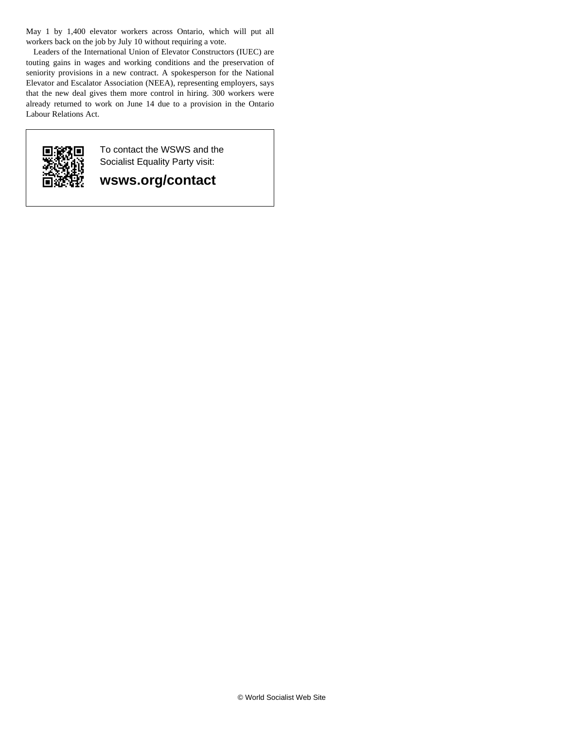May 1 by 1,400 elevator workers across Ontario, which will put all workers back on the job by July 10 without requiring a vote.

Leaders of the International Union of Elevator Constructors (IUEC) are touting gains in wages and working conditions and the preservation of seniority provisions in a new contract. A spokesperson for the National Elevator and Escalator Association (NEEA), representing employers, says that the new deal gives them more control in hiring. 300 workers were already returned to work on June 14 due to a provision in the Ontario Labour Relations Act.

To contact the WSWS and the Socialist Equality Party visit:

**wsws.org/contact**

© World Socialist Web Site